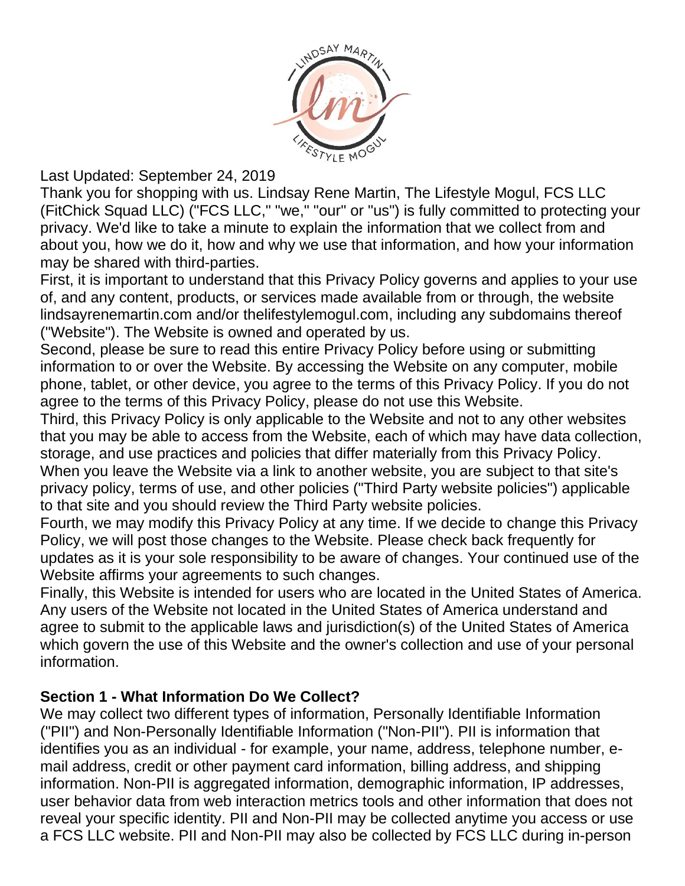Last Updated: September 24, 2019

Thank you for shopping with us. Lindsay Rene Martin, The Lifestyle Mogul, FCS LLC (FitChick Squad LLC) ("FCS LLC," "we," "our" or "us") is fully committed to protecting your privacy. We'd like to take a minute to explain the information that we collect from and about you, how we do it, how and why we use that information, and how your information may be shared with third-parties.

First, it is important to understand that this Privacy Policy governs and applies to your use of, and any content, products, or services made available from or through, the website lindsayrenemartin.com and/or thelifestylemogul.com, including any subdomains thereof ("Website"). The Website is owned and operated by us.

Second, please be sure to read this entire Privacy Policy before using or submitting information to or over the Website. By accessing the Website on any computer, mobile phone, tablet, or other device, you agree to the terms of this Privacy Policy. If you do not agree to the terms of this Privacy Policy, please do not use this Website.

Third, this Privacy Policy is only applicable to the Website and not to any other websites that you may be able to access from the Website, each of which may have data collection, storage, and use practices and policies that differ materially from this Privacy Policy. When you leave the Website via a link to another website, you are subject to that site's privacy policy, terms of use, and other policies ("Third Party website policies") applicable to that site and you should review the Third Party website policies.

Fourth, we may modify this Privacy Policy at any time. If we decide to change this Privacy Policy, we will post those changes to the Website. Please check back frequently for updates as it is your sole responsibility to be aware of changes. Your continued use of the Website affirms your agreements to such changes.

Finally, this Website is intended for users who are located in the United States of America. Any users of the Website not located in the United States of America understand and agree to submit to the applicable laws and jurisdiction(s) of the United States of America which govern the use of this Website and the owner's collection and use of your personal information.

**Section 1 - What Information Do We Collect?**

We may collect two different types of information, Personally Identifiable Information ("PII") and Non-Personally Identifiable Information ("Non-PII"). PII is information that identifies you as an individual - for example, your name, address, telephone number, e-mail address, credit or other payment card information, billing address, and shipping information. Non-PII is aggregated information, demographic information, IP addresses, user behavior data from web interaction metrics tools and other information that does not reveal your specific identity. PII and Non-PII may be collected anytime you access or use a FCS LLC website. PII and Non-PII may also be collected by FCS LLC during in-person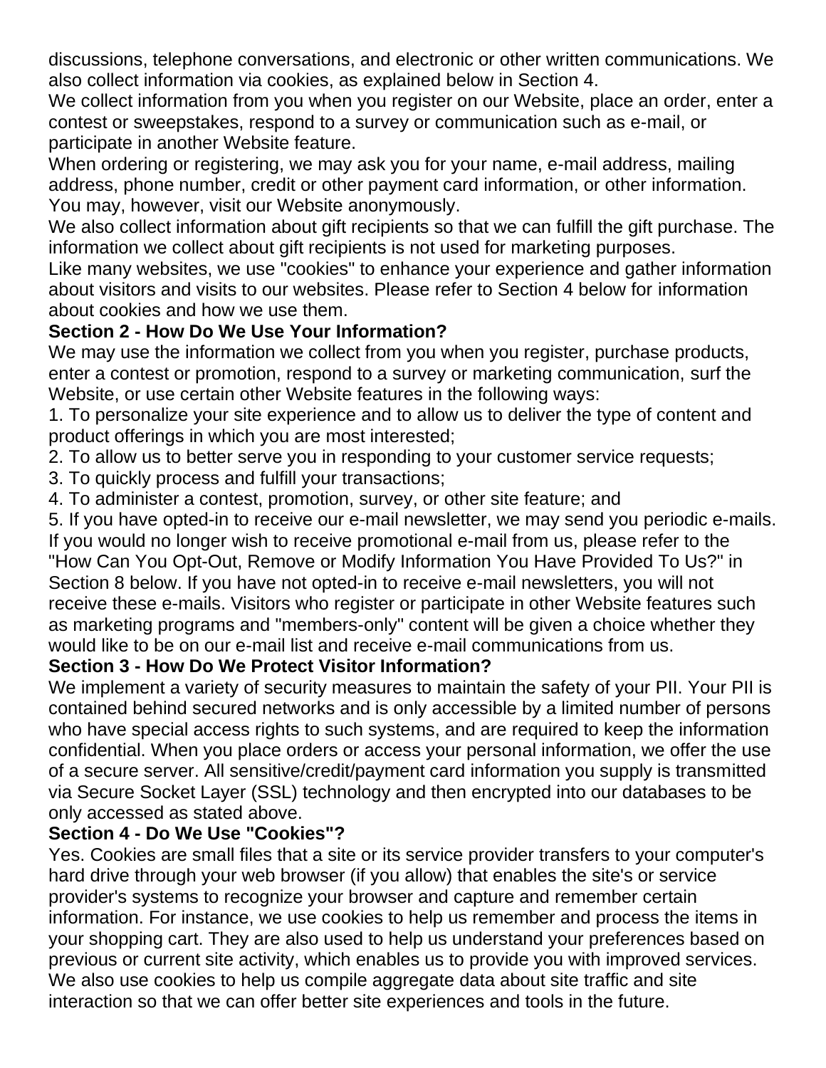discussions, telephone conversations, and electronic or other written communications. We also collect information via cookies, as explained below in Section 4.

We collect information from you when you register on our Website, place an order, enter a contest or sweepstakes, respond to a survey or communication such as e-mail, or participate in another Website feature.

When ordering or registering, we may ask you for your name, e-mail address, mailing address, phone number, credit or other payment card information, or other information. You may, however, visit our Website anonymously.

We also collect information about gift recipients so that we can fulfill the gift purchase. The information we collect about gift recipients is not used for marketing purposes.

Like many websites, we use "cookies" to enhance your experience and gather information about visitors and visits to our websites. Please refer to Section 4 below for information about cookies and how we use them.

**Section 2 - How Do We Use Your Information?**

We may use the information we collect from you when you register, purchase products, enter a contest or promotion, respond to a survey or marketing communication, surf the Website, or use certain other Website features in the following ways:

1. To personalize your site experience and to allow us to deliver the type of content and product offerings in which you are most interested;
2. To allow us to better serve you in responding to your customer service requests;
3. To quickly process and fulfill your transactions;
4. To administer a contest, promotion, survey, or other site feature; and
5. If you have opted-in to receive our e-mail newsletter, we may send you periodic e-mails. If you would no longer wish to receive promotional e-mail from us, please refer to the "How Can You Opt-Out, Remove or Modify Information You Have Provided To Us?" in Section 8 below. If you have not opted-in to receive e-mail newsletters, you will not receive these e-mails. Visitors who register or participate in other Website features such as marketing programs and "members-only" content will be given a choice whether they would like to be on our e-mail list and receive e-mail communications from us.

**Section 3 - How Do We Protect Visitor Information?**

We implement a variety of security measures to maintain the safety of your PII. Your PII is contained behind secured networks and is only accessible by a limited number of persons who have special access rights to such systems, and are required to keep the information confidential. When you place orders or access your personal information, we offer the use of a secure server. All sensitive/credit/payment card information you supply is transmitted via Secure Socket Layer (SSL) technology and then encrypted into our databases to be only accessed as stated above.

**Section 4 - Do We Use "Cookies"?**

Yes. Cookies are small files that a site or its service provider transfers to your computer's hard drive through your web browser (if you allow) that enables the site's or service provider's systems to recognize your browser and capture and remember certain information. For instance, we use cookies to help us remember and process the items in your shopping cart. They are also used to help us understand your preferences based on previous or current site activity, which enables us to provide you with improved services. We also use cookies to help us compile aggregate data about site traffic and site interaction so that we can offer better site experiences and tools in the future.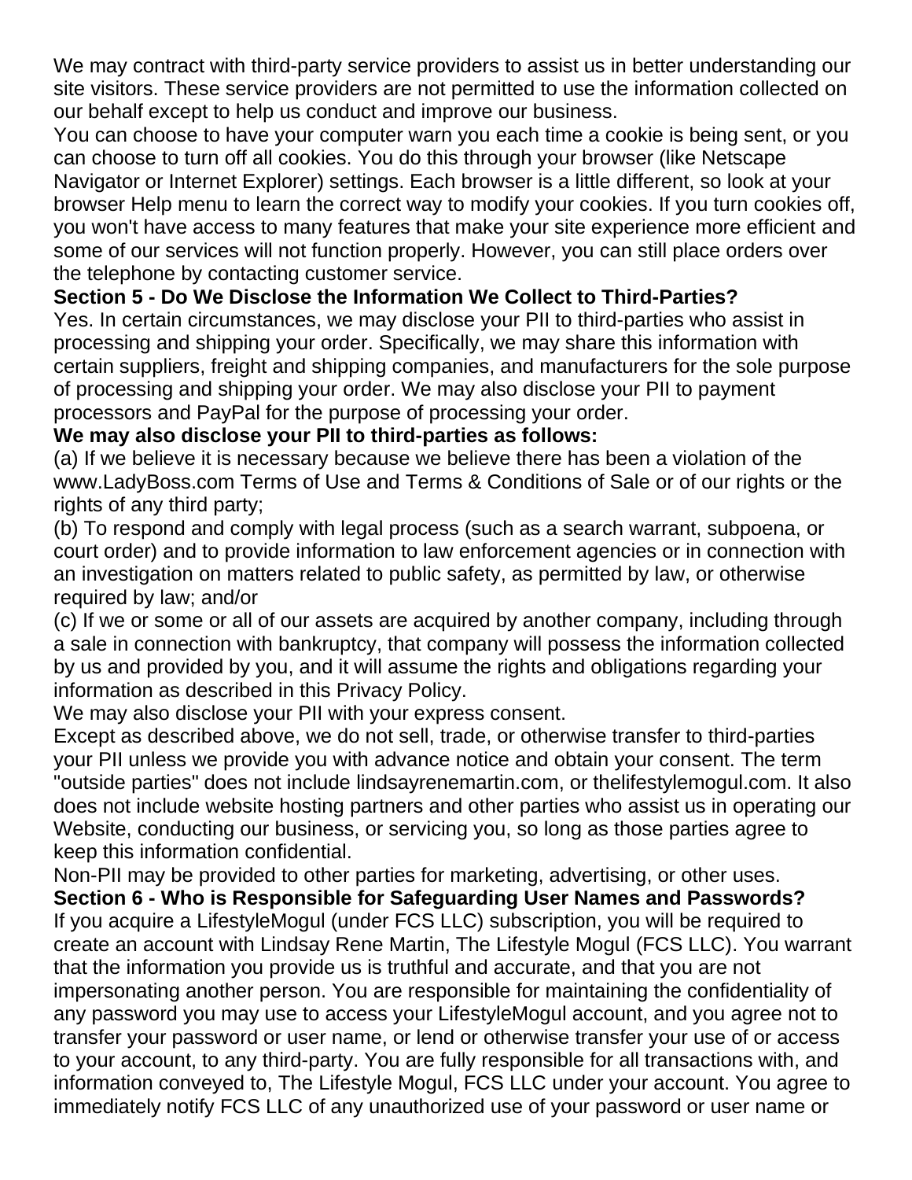We may contract with third-party service providers to assist us in better understanding our site visitors. These service providers are not permitted to use the information collected on our behalf except to help us conduct and improve our business.

You can choose to have your computer warn you each time a cookie is being sent, or you can choose to turn off all cookies. You do this through your browser (like Netscape Navigator or Internet Explorer) settings. Each browser is a little different, so look at your browser Help menu to learn the correct way to modify your cookies. If you turn cookies off, you won't have access to many features that make your site experience more efficient and some of our services will not function properly. However, you can still place orders over the telephone by contacting customer service.

**Section 5 - Do We Disclose the Information We Collect to Third-Parties?**

Yes. In certain circumstances, we may disclose your PII to third-parties who assist in processing and shipping your order. Specifically, we may share this information with certain suppliers, freight and shipping companies, and manufacturers for the sole purpose of processing and shipping your order. We may also disclose your PII to payment processors and PayPal for the purpose of processing your order.

**We may also disclose your PII to third-parties as follows:**

(a) If we believe it is necessary because we believe there has been a violation of the www.LadyBoss.com Terms of Use and Terms & Conditions of Sale or of our rights or the rights of any third party;

(b) To respond and comply with legal process (such as a search warrant, subpoena, or court order) and to provide information to law enforcement agencies or in connection with an investigation on matters related to public safety, as permitted by law, or otherwise required by law; and/or

(c) If we or some or all of our assets are acquired by another company, including through a sale in connection with bankruptcy, that company will possess the information collected by us and provided by you, and it will assume the rights and obligations regarding your information as described in this Privacy Policy.

We may also disclose your PII with your express consent.

Except as described above, we do not sell, trade, or otherwise transfer to third-parties your PII unless we provide you with advance notice and obtain your consent. The term "outside parties" does not include lindsayrenemartin.com, or thelifestylemogul.com. It also does not include website hosting partners and other parties who assist us in operating our Website, conducting our business, or servicing you, so long as those parties agree to keep this information confidential.

Non-PII may be provided to other parties for marketing, advertising, or other uses.

**Section 6 - Who is Responsible for Safeguarding User Names and Passwords?**

If you acquire a LifestyleMogul (under FCS LLC) subscription, you will be required to create an account with Lindsay Rene Martin, The Lifestyle Mogul (FCS LLC). You warrant that the information you provide us is truthful and accurate, and that you are not impersonating another person. You are responsible for maintaining the confidentiality of any password you may use to access your LifestyleMogul account, and you agree not to transfer your password or user name, or lend or otherwise transfer your use of or access to your account, to any third-party. You are fully responsible for all transactions with, and information conveyed to, The Lifestyle Mogul, FCS LLC under your account. You agree to immediately notify FCS LLC of any unauthorized use of your password or user name or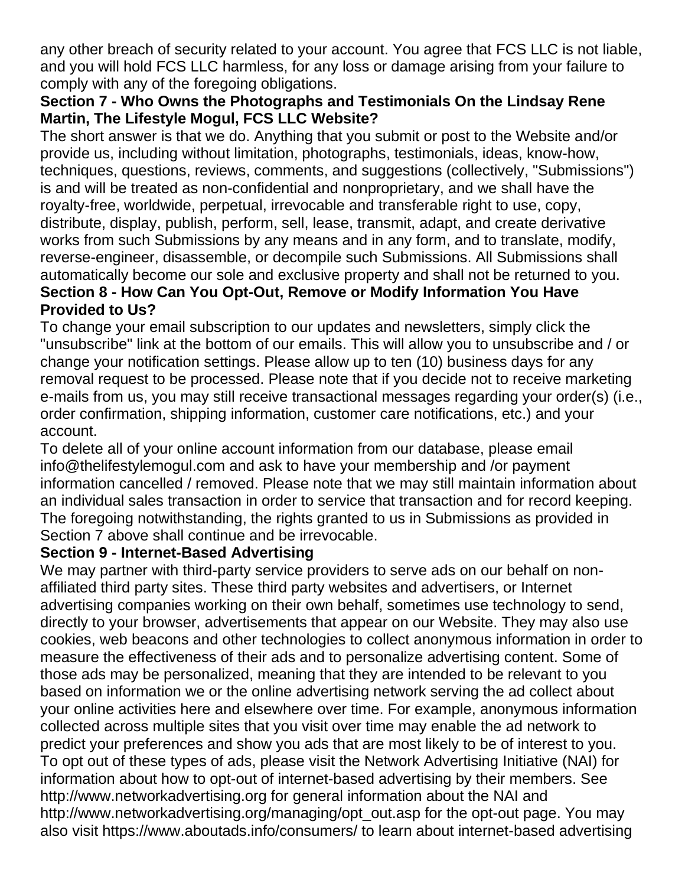any other breach of security related to your account. You agree that FCS LLC is not liable, and you will hold FCS LLC harmless, for any loss or damage arising from your failure to comply with any of the foregoing obligations.

**Section 7 - Who Owns the Photographs and Testimonials On the Lindsay Rene Martin, The Lifestyle Mogul, FCS LLC Website?**

The short answer is that we do. Anything that you submit or post to the Website and/or provide us, including without limitation, photographs, testimonials, ideas, know-how, techniques, questions, reviews, comments, and suggestions (collectively, "Submissions") is and will be treated as non-confidential and nonproprietary, and we shall have the royalty-free, worldwide, perpetual, irrevocable and transferable right to use, copy, distribute, display, publish, perform, sell, lease, transmit, adapt, and create derivative works from such Submissions by any means and in any form, and to translate, modify, reverse-engineer, disassemble, or decompile such Submissions. All Submissions shall automatically become our sole and exclusive property and shall not be returned to you.

**Section 8 - How Can You Opt-Out, Remove or Modify Information You Have Provided to Us?**

To change your email subscription to our updates and newsletters, simply click the "unsubscribe" link at the bottom of our emails. This will allow you to unsubscribe and / or change your notification settings. Please allow up to ten (10) business days for any removal request to be processed. Please note that if you decide not to receive marketing e-mails from us, you may still receive transactional messages regarding your order(s) (i.e., order confirmation, shipping information, customer care notifications, etc.) and your account.

To delete all of your online account information from our database, please email info@thelifestylemogul.com and ask to have your membership and /or payment information cancelled / removed. Please note that we may still maintain information about an individual sales transaction in order to service that transaction and for record keeping. The foregoing notwithstanding, the rights granted to us in Submissions as provided in Section 7 above shall continue and be irrevocable.

**Section 9 - Internet-Based Advertising**

We may partner with third-party service providers to serve ads on our behalf on non-affiliated third party sites. These third party websites and advertisers, or Internet advertising companies working on their own behalf, sometimes use technology to send, directly to your browser, advertisements that appear on our Website. They may also use cookies, web beacons and other technologies to collect anonymous information in order to measure the effectiveness of their ads and to personalize advertising content. Some of those ads may be personalized, meaning that they are intended to be relevant to you based on information we or the online advertising network serving the ad collect about your online activities here and elsewhere over time. For example, anonymous information collected across multiple sites that you visit over time may enable the ad network to predict your preferences and show you ads that are most likely to be of interest to you. To opt out of these types of ads, please visit the Network Advertising Initiative (NAI) for information about how to opt-out of internet-based advertising by their members. See http://www.networkadvertising.org for general information about the NAI and http://www.networkadvertising.org/managing/opt_out.asp for the opt-out page. You may also visit https://www.aboutads.info/consumers/ to learn about internet-based advertising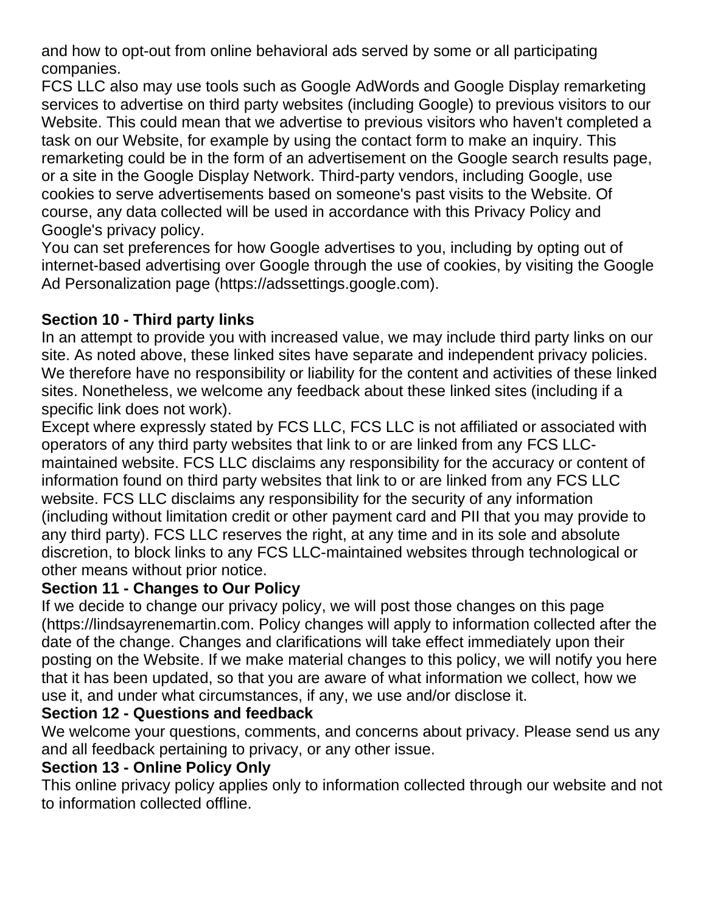and how to opt-out from online behavioral ads served by some or all participating companies.

FCS LLC also may use tools such as Google AdWords and Google Display remarketing services to advertise on third party websites (including Google) to previous visitors to our Website. This could mean that we advertise to previous visitors who haven't completed a task on our Website, for example by using the contact form to make an inquiry. This remarketing could be in the form of an advertisement on the Google search results page, or a site in the Google Display Network. Third-party vendors, including Google, use cookies to serve advertisements based on someone's past visits to the Website. Of course, any data collected will be used in accordance with this Privacy Policy and Google's privacy policy.

You can set preferences for how Google advertises to you, including by opting out of internet-based advertising over Google through the use of cookies, by visiting the Google Ad Personalization page (https://adssettings.google.com).

**Section 10 - Third party links**

In an attempt to provide you with increased value, we may include third party links on our site. As noted above, these linked sites have separate and independent privacy policies. We therefore have no responsibility or liability for the content and activities of these linked sites. Nonetheless, we welcome any feedback about these linked sites (including if a specific link does not work).

Except where expressly stated by FCS LLC, FCS LLC is not affiliated or associated with operators of any third party websites that link to or are linked from any FCS LLC-maintained website. FCS LLC disclaims any responsibility for the accuracy or content of information found on third party websites that link to or are linked from any FCS LLC website. FCS LLC disclaims any responsibility for the security of any information (including without limitation credit or other payment card and PII that you may provide to any third party). FCS LLC reserves the right, at any time and in its sole and absolute discretion, to block links to any FCS LLC-maintained websites through technological or other means without prior notice.

**Section 11 - Changes to Our Policy**

If we decide to change our privacy policy, we will post those changes on this page (https://lindsayrenemartin.com. Policy changes will apply to information collected after the date of the change. Changes and clarifications will take effect immediately upon their posting on the Website. If we make material changes to this policy, we will notify you here that it has been updated, so that you are aware of what information we collect, how we use it, and under what circumstances, if any, we use and/or disclose it.

**Section 12 - Questions and feedback**

We welcome your questions, comments, and concerns about privacy. Please send us any and all feedback pertaining to privacy, or any other issue.

**Section 13 - Online Policy Only**

This online privacy policy applies only to information collected through our website and not to information collected offline.